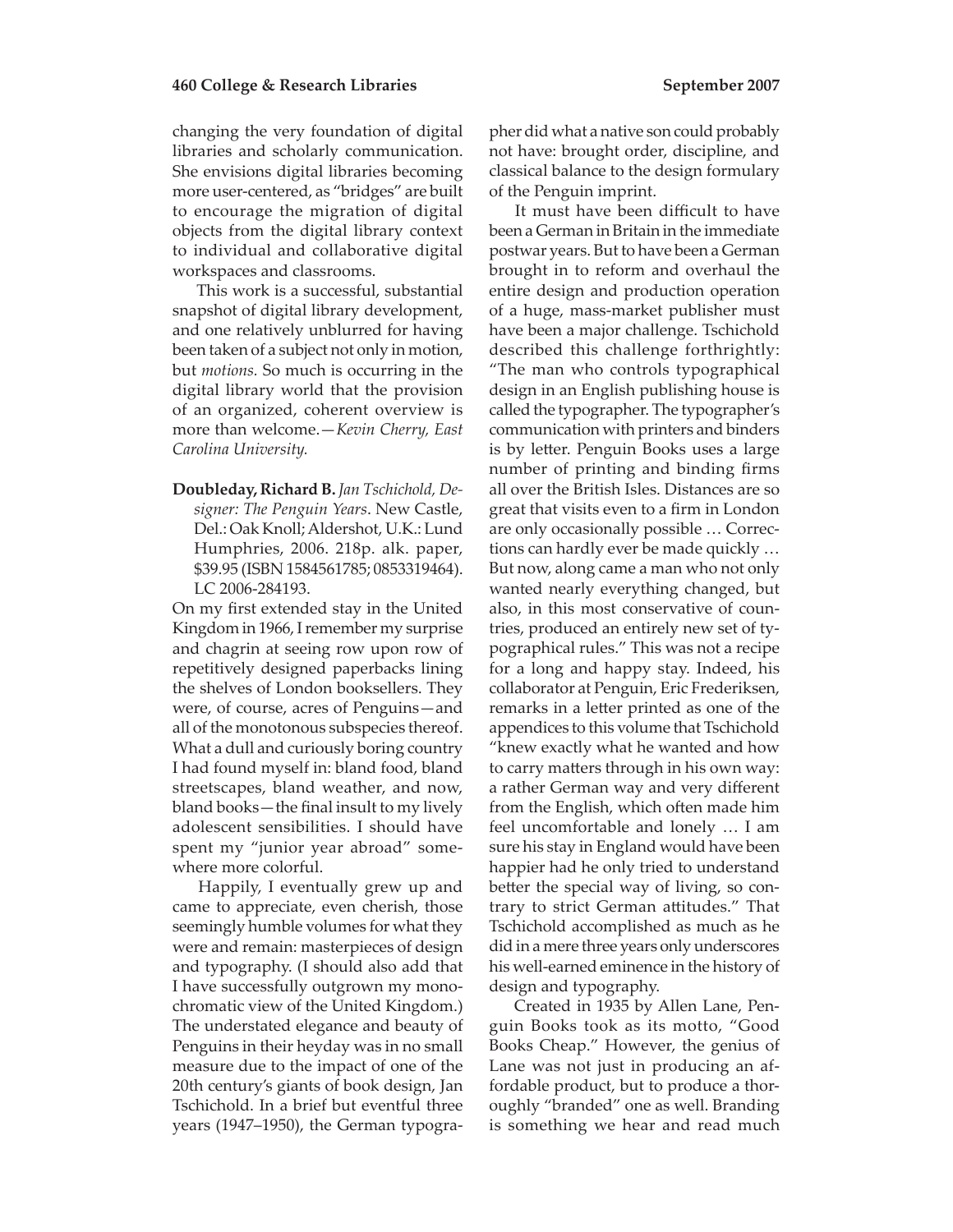changing the very foundation of digital libraries and scholarly communication. She envisions digital libraries becoming more user-centered, as "bridges" are built to encourage the migration of digital objects from the digital library context to individual and collaborative digital workspaces and classrooms.

This work is a successful, substantial snapshot of digital library development, and one relatively unblurred for having been taken of a subject not only in motion, but *motions.* So much is occurring in the digital library world that the provision of an organized, coherent overview is more than welcome.—*Kevin Cherry, East Carolina University.*

**Doubleday, Richard B.** *Jan Tschichold, Designer: The Penguin Years*. New Castle, Del.: Oak Knoll; Aldershot, U.K.: Lund Humphries, 2006. 218p. alk. paper, $39.95 (ISBN 1584561785; 0853319464). LC 2006-284193.

On my first extended stay in the United Kingdom in 1966, I remember my surprise and chagrin at seeing row upon row of repetitively designed paperbacks lining the shelves of London booksellers. They were, of course, acres of Penguins—and all of the monotonous subspecies thereof. What a dull and curiously boring country I had found myself in: bland food, bland streetscapes, bland weather, and now, bland books—the final insult to my lively adolescent sensibilities. I should have spent my "junior year abroad" somewhere more colorful.

Happily, I eventually grew up and came to appreciate, even cherish, those seemingly humble volumes for what they were and remain: masterpieces of design and typography. (I should also add that I have successfully outgrown my monochromatic view of the United Kingdom.) The understated elegance and beauty of Penguins in their heyday was in no small measure due to the impact of one of the 20th century's giants of book design, Jan Tschichold. In a brief but eventful three years (1947–1950), the German typographer did what a native son could probably not have: brought order, discipline, and classical balance to the design formulary of the Penguin imprint.

It must have been difficult to have been a German in Britain in the immediate postwar years. But to have been a German brought in to reform and overhaul the entire design and production operation of a huge, mass-market publisher must have been a major challenge. Tschichold described this challenge forthrightly: "The man who controls typographical design in an English publishing house is called the typographer. The typographer's communication with printers and binders is by letter. Penguin Books uses a large number of printing and binding firms all over the British Isles. Distances are so great that visits even to a firm in London are only occasionally possible … Corrections can hardly ever be made quickly … But now, along came a man who not only wanted nearly everything changed, but also, in this most conservative of countries, produced an entirely new set of typographical rules." This was not a recipe for a long and happy stay. Indeed, his collaborator at Penguin, Eric Frederiksen, remarks in a letter printed as one of the appendices to this volume that Tschichold "knew exactly what he wanted and how to carry matters through in his own way: a rather German way and very different from the English, which often made him feel uncomfortable and lonely … I am sure his stay in England would have been happier had he only tried to understand better the special way of living, so contrary to strict German attitudes." That Tschichold accomplished as much as he did in a mere three years only underscores his well-earned eminence in the history of design and typography.

Created in 1935 by Allen Lane, Penguin Books took as its motto, "Good Books Cheap." However, the genius of Lane was not just in producing an affordable product, but to produce a thoroughly "branded" one as well. Branding is something we hear and read much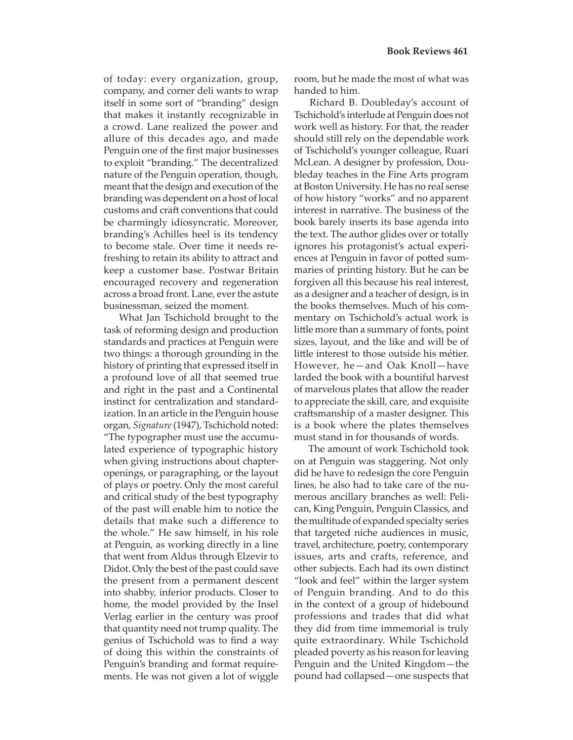of today: every organization, group, company, and corner deli wants to wrap itself in some sort of "branding" design that makes it instantly recognizable in a crowd. Lane realized the power and allure of this decades ago, and made Penguin one of the first major businesses to exploit "branding." The decentralized nature of the Penguin operation, though, meant that the design and execution of the branding was dependent on a host of local customs and craft conventions that could be charmingly idiosyncratic. Moreover, branding's Achilles heel is its tendency to become stale. Over time it needs refreshing to retain its ability to attract and keep a customer base. Postwar Britain encouraged recovery and regeneration across a broad front. Lane, ever the astute businessman, seized the moment.

What Jan Tschichold brought to the task of reforming design and production standards and practices at Penguin were two things: a thorough grounding in the history of printing that expressed itself in a profound love of all that seemed true and right in the past and a Continental instinct for centralization and standardization. In an article in the Penguin house organ, *Signature* (1947), Tschichold noted: "The typographer must use the accumulated experience of typographic history when giving instructions about chapter-openings, or paragraphing, or the layout of plays or poetry. Only the most careful and critical study of the best typography of the past will enable him to notice the details that make such a difference to the whole." He saw himself, in his role at Penguin, as working directly in a line that went from Aldus through Elzevir to Didot. Only the best of the past could save the present from a permanent descent into shabby, inferior products. Closer to home, the model provided by the Insel Verlag earlier in the century was proof that quantity need not trump quality. The genius of Tschichold was to find a way of doing this within the constraints of Penguin's branding and format requirements. He was not given a lot of wiggle room, but he made the most of what was handed to him.

Richard B. Doubleday's account of Tschichold's interlude at Penguin does not work well as history. For that, the reader should still rely on the dependable work of Tschichold's younger colleague, Ruari McLean. A designer by profession, Doubleday teaches in the Fine Arts program at Boston University. He has no real sense of how history "works" and no apparent interest in narrative. The business of the book barely inserts its base agenda into the text. The author glides over or totally ignores his protagonist's actual experiences at Penguin in favor of potted summaries of printing history. But he can be forgiven all this because his real interest, as a designer and a teacher of design, is in the books themselves. Much of his commentary on Tschichold's actual work is little more than a summary of fonts, point sizes, layout, and the like and will be of little interest to those outside his métier. However, he—and Oak Knoll—have larded the book with a bountiful harvest of marvelous plates that allow the reader to appreciate the skill, care, and exquisite craftsmanship of a master designer. This is a book where the plates themselves must stand in for thousands of words.

The amount of work Tschichold took on at Penguin was staggering. Not only did he have to redesign the core Penguin lines, he also had to take care of the numerous ancillary branches as well: Pelican, King Penguin, Penguin Classics, and the multitude of expanded specialty series that targeted niche audiences in music, travel, architecture, poetry, contemporary issues, arts and crafts, reference, and other subjects. Each had its own distinct "look and feel" within the larger system of Penguin branding. And to do this in the context of a group of hidebound professions and trades that did what they did from time immemorial is truly quite extraordinary. While Tschichold pleaded poverty as his reason for leaving Penguin and the United Kingdom—the pound had collapsed—one suspects that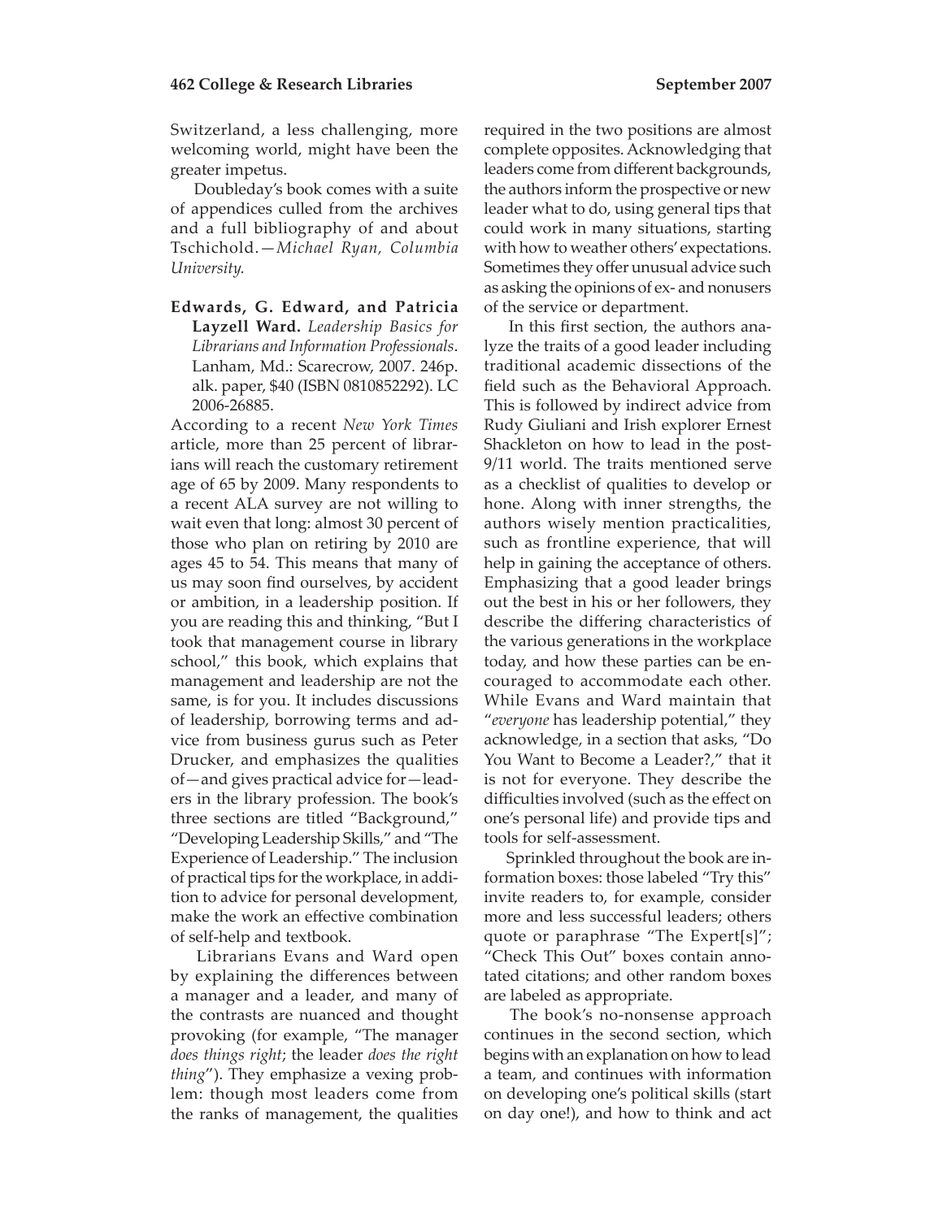Switzerland, a less challenging, more welcoming world, might have been the greater impetus.

Doubleday's book comes with a suite of appendices culled from the archives and a full bibliography of and about Tschichold.—*Michael Ryan, Columbia University.*

**Edwards, G. Edward, and Patricia Layzell Ward.** *Leadership Basics for Librarians and Information Professionals*. Lanham, Md.: Scarecrow, 2007. 246p. alk. paper, $40 (ISBN 0810852292). LC 2006-26885.

According to a recent *New York Times* article, more than 25 percent of librarians will reach the customary retirement age of 65 by 2009. Many respondents to a recent ALA survey are not willing to wait even that long: almost 30 percent of those who plan on retiring by 2010 are ages 45 to 54. This means that many of us may soon find ourselves, by accident or ambition, in a leadership position. If you are reading this and thinking, "But I took that management course in library school," this book, which explains that management and leadership are not the same, is for you. It includes discussions of leadership, borrowing terms and advice from business gurus such as Peter Drucker, and emphasizes the qualities of—and gives practical advice for—leaders in the library profession. The book's three sections are titled "Background," "Developing Leadership Skills," and "The Experience of Leadership." The inclusion of practical tips for the workplace, in addition to advice for personal development, make the work an effective combination of self-help and textbook.

Librarians Evans and Ward open by explaining the differences between a manager and a leader, and many of the contrasts are nuanced and thought provoking (for example, "The manager *does things right*; the leader *does the right thing*"). They emphasize a vexing problem: though most leaders come from the ranks of management, the qualities required in the two positions are almost complete opposites. Acknowledging that leaders come from different backgrounds, the authors inform the prospective or new leader what to do, using general tips that could work in many situations, starting with how to weather others' expectations. Sometimes they offer unusual advice such as asking the opinions of ex- and nonusers of the service or department.

In this first section, the authors analyze the traits of a good leader including traditional academic dissections of the field such as the Behavioral Approach. This is followed by indirect advice from Rudy Giuliani and Irish explorer Ernest Shackleton on how to lead in the post-9/11 world. The traits mentioned serve as a checklist of qualities to develop or hone. Along with inner strengths, the authors wisely mention practicalities, such as frontline experience, that will help in gaining the acceptance of others. Emphasizing that a good leader brings out the best in his or her followers, they describe the differing characteristics of the various generations in the workplace today, and how these parties can be encouraged to accommodate each other. While Evans and Ward maintain that "*everyone* has leadership potential," they acknowledge, in a section that asks, "Do You Want to Become a Leader?," that it is not for everyone. They describe the difficulties involved (such as the effect on one's personal life) and provide tips and tools for self-assessment.

Sprinkled throughout the book are information boxes: those labeled "Try this" invite readers to, for example, consider more and less successful leaders; others quote or paraphrase "The Expert[s]"; "Check This Out" boxes contain annotated citations; and other random boxes are labeled as appropriate.

The book's no-nonsense approach continues in the second section, which begins with an explanation on how to lead a team, and continues with information on developing one's political skills (start on day one!), and how to think and act